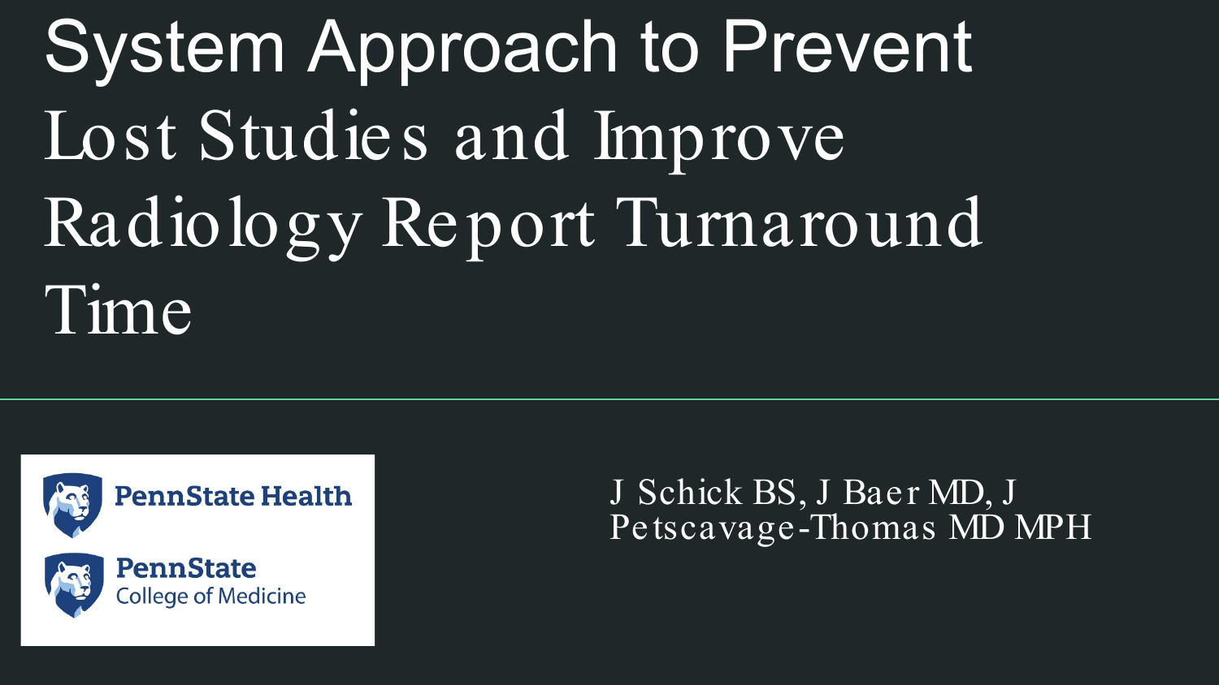# System Approach to Prevent Lost Studies and Improve Radiology Report Turnaround Time

PennState Health

PennState College of Medicine

J Schick BS, J Baer MD, J Petscavage-Thomas MD MPH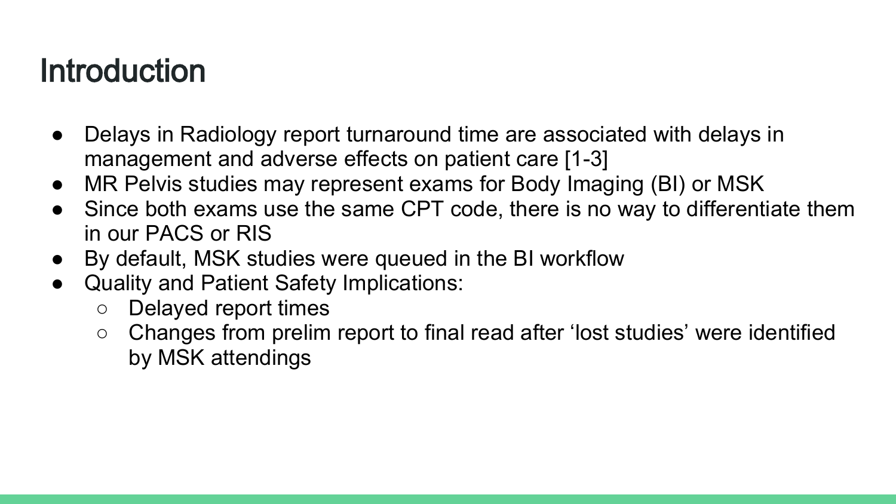# Introduction

- Delays in Radiology report turnaround time are associated with delays in management and adverse effects on patient care [1-3]
- MR Pelvis studies may represent exams for Body Imaging (BI) or MSK
- Since both exams use the same CPT code, there is no way to differentiate them in our PACS or RIS
- By default, MSK studies were queued in the BI workflow
- Quality and Patient Safety Implications:
  - Delayed report times
  - Changes from prelim report to final read after 'lost studies' were identified by MSK attendings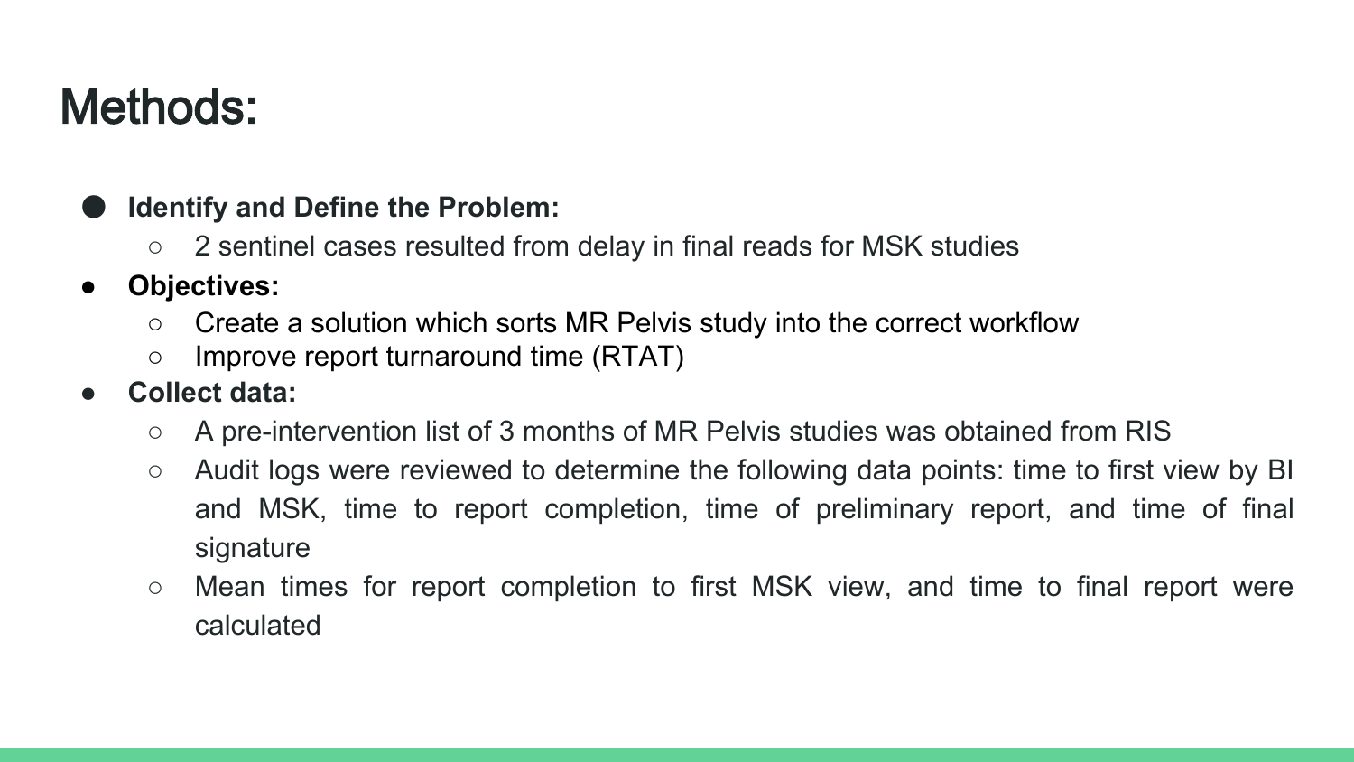# Methods:

- **Identify and Define the Problem:**
  - 2 sentinel cases resulted from delay in final reads for MSK studies
- **Objectives:**
  - Create a solution which sorts MR Pelvis study into the correct workflow
  - Improve report turnaround time (RTAT)
- **Collect data:**
  - A pre-intervention list of 3 months of MR Pelvis studies was obtained from RIS
  - Audit logs were reviewed to determine the following data points: time to first view by BI and MSK, time to report completion, time of preliminary report, and time of final signature
  - Mean times for report completion to first MSK view, and time to final report were calculated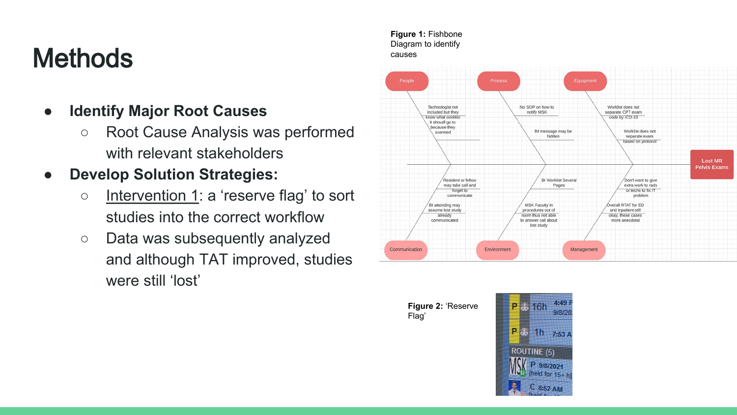# Methods

- **Identify Major Root Causes**
  - Root Cause Analysis was performed with relevant stakeholders
- **Develop Solution Strategies:**
  - <u>Intervention 1</u>: a ‘reserve flag’ to sort studies into the correct workflow
  - Data was subsequently analyzed and although TAT improved, studies were still ‘lost’

**Figure 1:** Fishbone Diagram to identify causes

**Figure 2:** ‘Reserve Flag’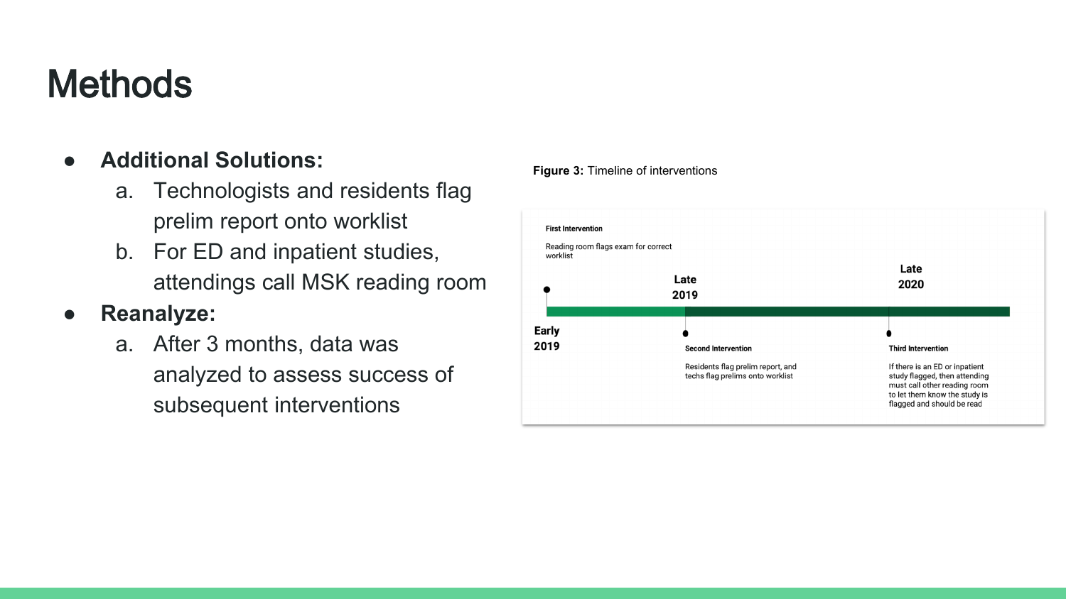# Methods

- **Additional Solutions:**
  a. Technologists and residents flag prelim report onto worklist
  b. For ED and inpatient studies, attendings call MSK reading room
- **Reanalyze:**
  a. After 3 months, data was analyzed to assess success of subsequent interventions

**Figure 3:** Timeline of interventions

**Early 2019** — **First Intervention**: Reading room flags exam for correct worklist

**Late 2019** — **Second Intervention**: Residents flag prelim report, and techs flag prelims onto worklist

**Late 2020** — **Third Intervention**: If there is an ED or inpatient study flagged, then attending must call other reading room to let them know the study is flagged and should be read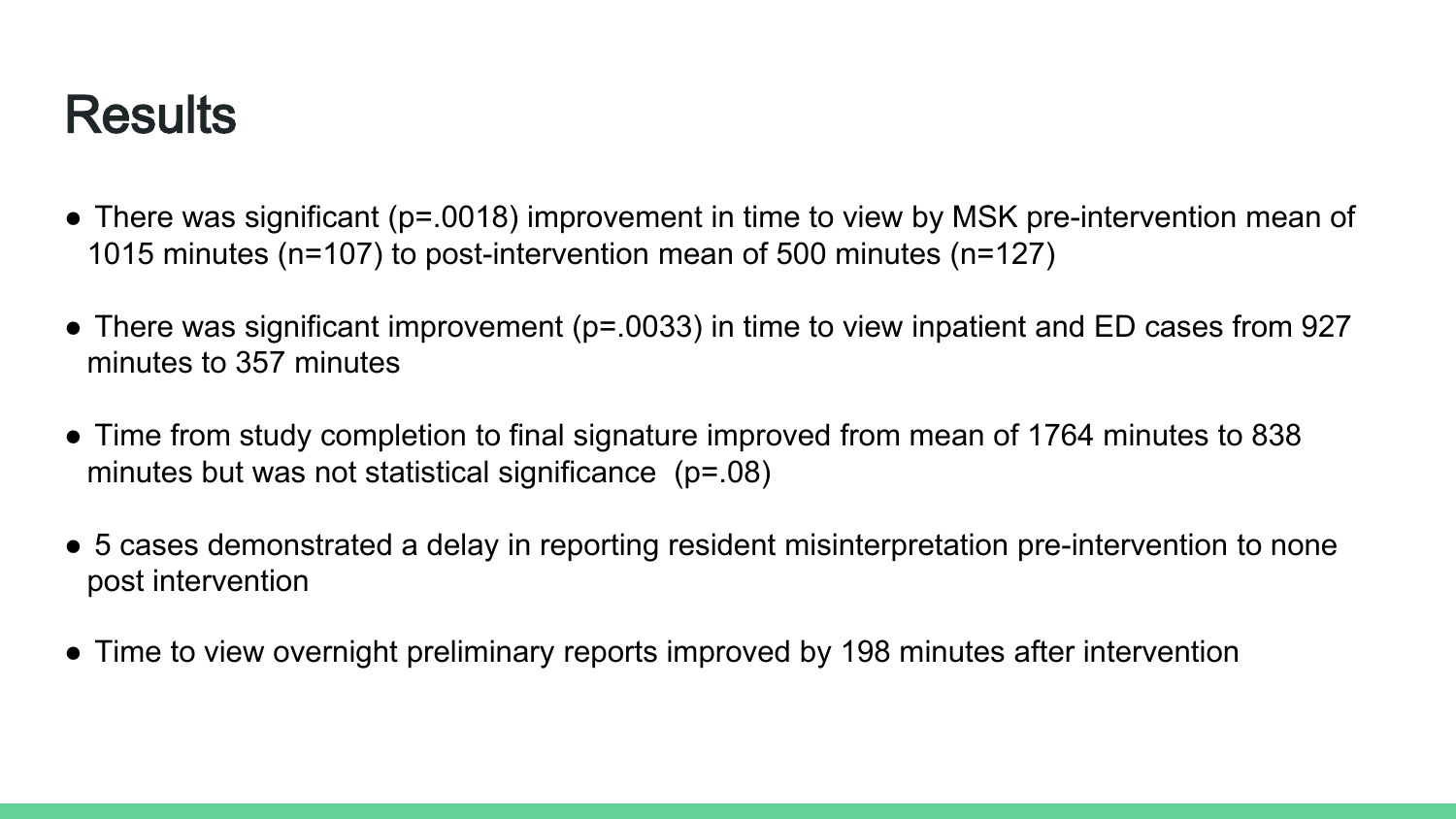# Results

- There was significant ($p=.0018$) improvement in time to view by MSK pre-intervention mean of 1015 minutes ($n=107$) to post-intervention mean of 500 minutes ($n=127$)
- There was significant improvement ($p=.0033$) in time to view inpatient and ED cases from 927 minutes to 357 minutes
- Time from study completion to final signature improved from mean of 1764 minutes to 838 minutes but was not statistical significance ($p=.08$)
- 5 cases demonstrated a delay in reporting resident misinterpretation pre-intervention to none post intervention
- Time to view overnight preliminary reports improved by 198 minutes after intervention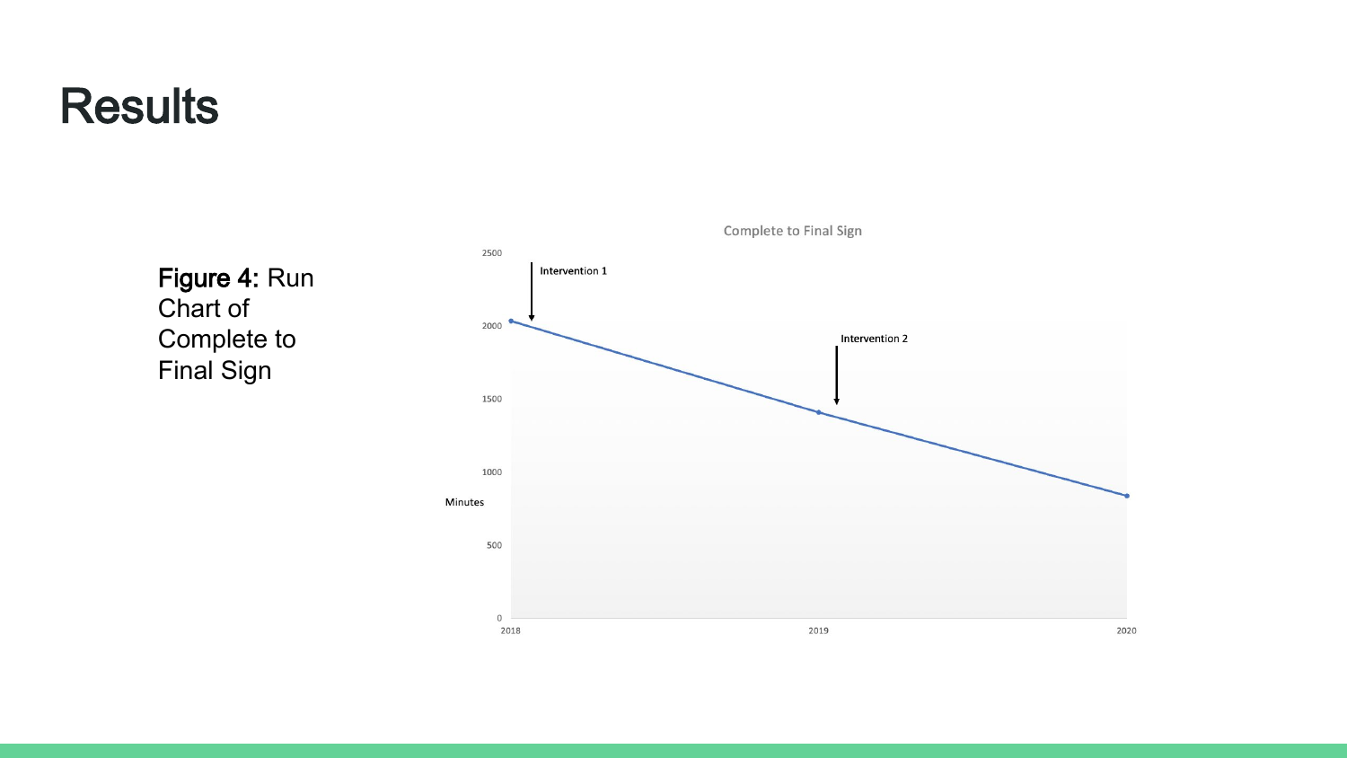# Results

**Figure 4:** Run Chart of Complete to Final Sign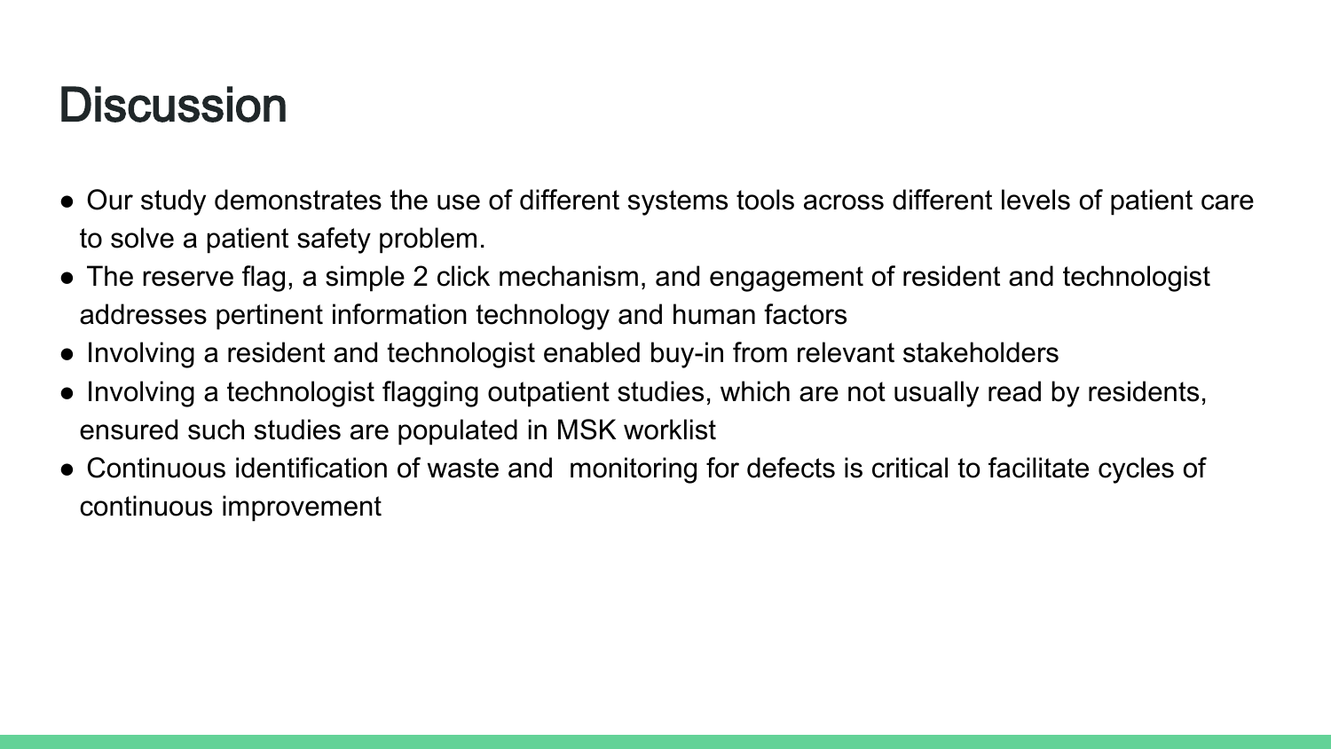# Discussion

- Our study demonstrates the use of different systems tools across different levels of patient care to solve a patient safety problem.
- The reserve flag, a simple 2 click mechanism, and engagement of resident and technologist addresses pertinent information technology and human factors
- Involving a resident and technologist enabled buy-in from relevant stakeholders
- Involving a technologist flagging outpatient studies, which are not usually read by residents, ensured such studies are populated in MSK worklist
- Continuous identification of waste and monitoring for defects is critical to facilitate cycles of continuous improvement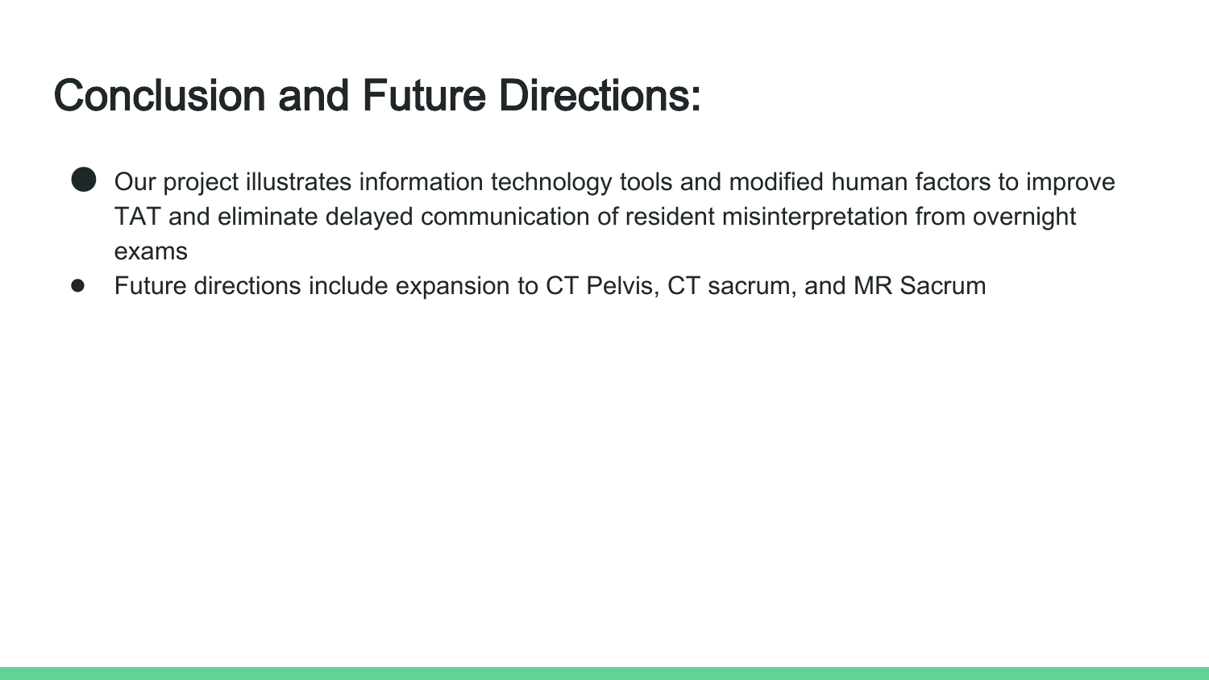# Conclusion and Future Directions:

- Our project illustrates information technology tools and modified human factors to improve TAT and eliminate delayed communication of resident misinterpretation from overnight exams
- Future directions include expansion to CT Pelvis, CT sacrum, and MR Sacrum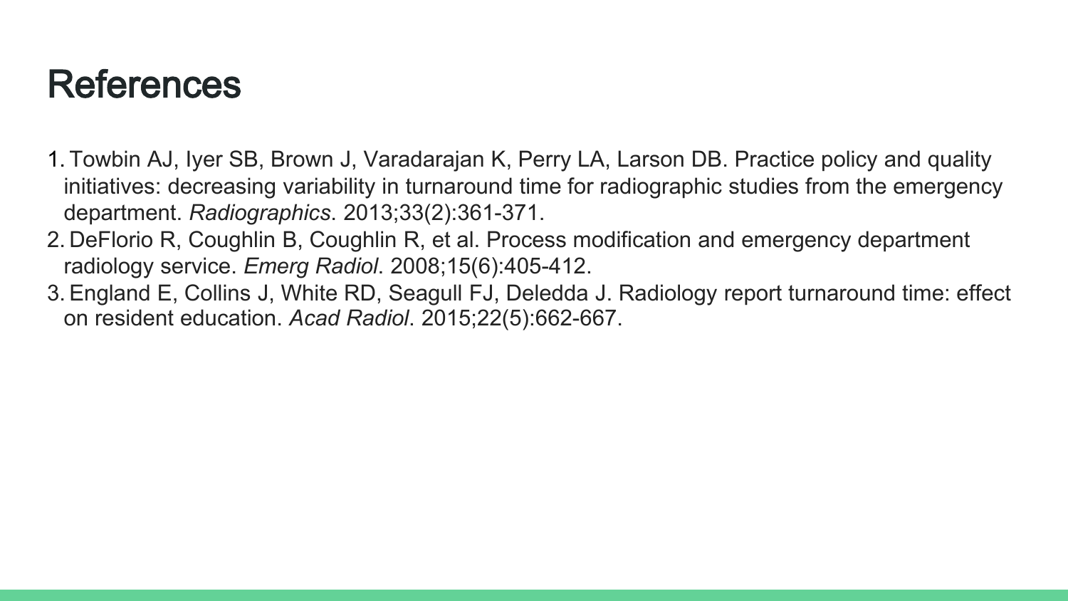# References

1. Towbin AJ, Iyer SB, Brown J, Varadarajan K, Perry LA, Larson DB. Practice policy and quality initiatives: decreasing variability in turnaround time for radiographic studies from the emergency department. *Radiographics*. 2013;33(2):361-371.
2. DeFlorio R, Coughlin B, Coughlin R, et al. Process modification and emergency department radiology service. *Emerg Radiol*. 2008;15(6):405-412.
3. England E, Collins J, White RD, Seagull FJ, Deledda J. Radiology report turnaround time: effect on resident education. *Acad Radiol*. 2015;22(5):662-667.